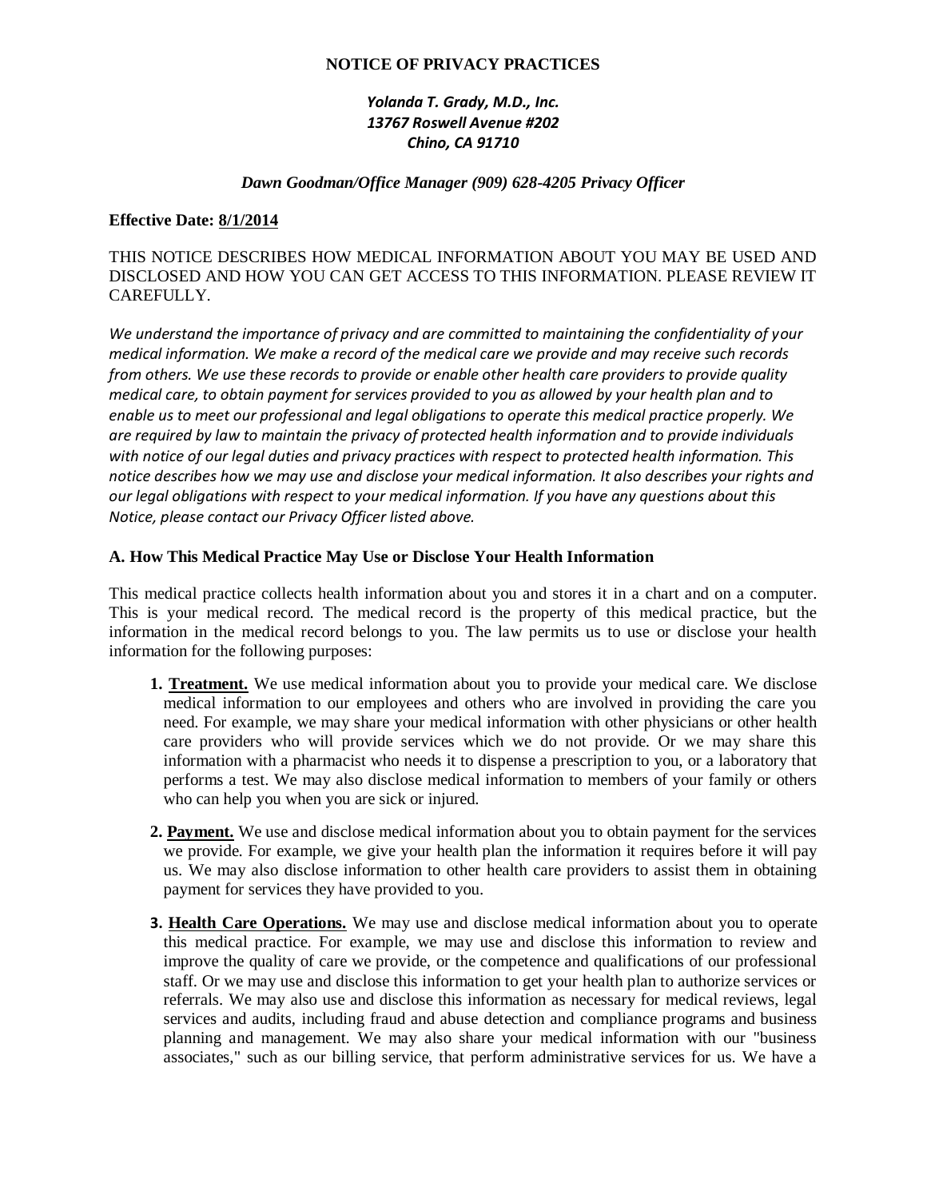# NOTICE OF PRIVACY PRACTICES

***Yolanda T. Grady, M.D., Inc.***
***13767 Roswell Avenue #202***
***Chino, CA 91710***

***Dawn Goodman/Office Manager (909) 628-4205 Privacy Officer***

**Effective Date: 8/1/2014**

THIS NOTICE DESCRIBES HOW MEDICAL INFORMATION ABOUT YOU MAY BE USED AND DISCLOSED AND HOW YOU CAN GET ACCESS TO THIS INFORMATION. PLEASE REVIEW IT CAREFULLY.

*We understand the importance of privacy and are committed to maintaining the confidentiality of your medical information. We make a record of the medical care we provide and may receive such records from others. We use these records to provide or enable other health care providers to provide quality medical care, to obtain payment for services provided to you as allowed by your health plan and to enable us to meet our professional and legal obligations to operate this medical practice properly. We are required by law to maintain the privacy of protected health information and to provide individuals with notice of our legal duties and privacy practices with respect to protected health information. This notice describes how we may use and disclose your medical information. It also describes your rights and our legal obligations with respect to your medical information. If you have any questions about this Notice, please contact our Privacy Officer listed above.*

## A. How This Medical Practice May Use or Disclose Your Health Information

This medical practice collects health information about you and stores it in a chart and on a computer. This is your medical record. The medical record is the property of this medical practice, but the information in the medical record belongs to you. The law permits us to use or disclose your health information for the following purposes:

1. **Treatment.** We use medical information about you to provide your medical care. We disclose medical information to our employees and others who are involved in providing the care you need. For example, we may share your medical information with other physicians or other health care providers who will provide services which we do not provide. Or we may share this information with a pharmacist who needs it to dispense a prescription to you, or a laboratory that performs a test. We may also disclose medical information to members of your family or others who can help you when you are sick or injured.

2. **Payment.** We use and disclose medical information about you to obtain payment for the services we provide. For example, we give your health plan the information it requires before it will pay us. We may also disclose information to other health care providers to assist them in obtaining payment for services they have provided to you.

3. **Health Care Operations.** We may use and disclose medical information about you to operate this medical practice. For example, we may use and disclose this information to review and improve the quality of care we provide, or the competence and qualifications of our professional staff. Or we may use and disclose this information to get your health plan to authorize services or referrals. We may also use and disclose this information as necessary for medical reviews, legal services and audits, including fraud and abuse detection and compliance programs and business planning and management. We may also share your medical information with our "business associates," such as our billing service, that perform administrative services for us. We have a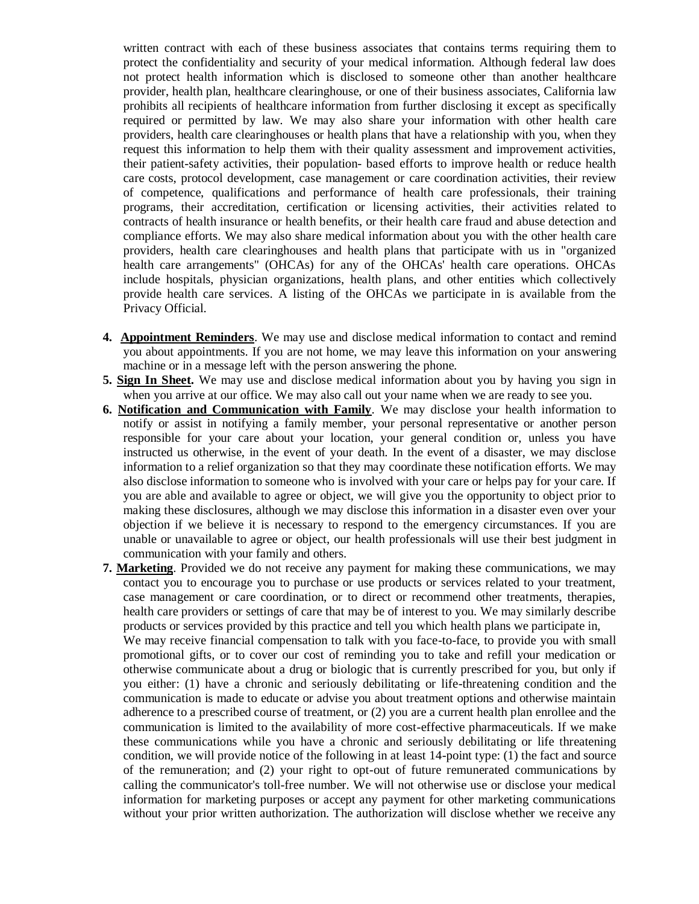written contract with each of these business associates that contains terms requiring them to protect the confidentiality and security of your medical information. Although federal law does not protect health information which is disclosed to someone other than another healthcare provider, health plan, healthcare clearinghouse, or one of their business associates, California law prohibits all recipients of healthcare information from further disclosing it except as specifically required or permitted by law. We may also share your information with other health care providers, health care clearinghouses or health plans that have a relationship with you, when they request this information to help them with their quality assessment and improvement activities, their patient-safety activities, their population- based efforts to improve health or reduce health care costs, protocol development, case management or care coordination activities, their review of competence, qualifications and performance of health care professionals, their training programs, their accreditation, certification or licensing activities, their activities related to contracts of health insurance or health benefits, or their health care fraud and abuse detection and compliance efforts. We may also share medical information about you with the other health care providers, health care clearinghouses and health plans that participate with us in "organized health care arrangements" (OHCAs) for any of the OHCAs' health care operations. OHCAs include hospitals, physician organizations, health plans, and other entities which collectively provide health care services. A listing of the OHCAs we participate in is available from the Privacy Official.

4. **Appointment Reminders**. We may use and disclose medical information to contact and remind you about appointments. If you are not home, we may leave this information on your answering machine or in a message left with the person answering the phone.
5. **Sign In Sheet.** We may use and disclose medical information about you by having you sign in when you arrive at our office. We may also call out your name when we are ready to see you.
6. **Notification and Communication with Family**. We may disclose your health information to notify or assist in notifying a family member, your personal representative or another person responsible for your care about your location, your general condition or, unless you have instructed us otherwise, in the event of your death. In the event of a disaster, we may disclose information to a relief organization so that they may coordinate these notification efforts. We may also disclose information to someone who is involved with your care or helps pay for your care. If you are able and available to agree or object, we will give you the opportunity to object prior to making these disclosures, although we may disclose this information in a disaster even over your objection if we believe it is necessary to respond to the emergency circumstances. If you are unable or unavailable to agree or object, our health professionals will use their best judgment in communication with your family and others.
7. **Marketing**. Provided we do not receive any payment for making these communications, we may contact you to encourage you to purchase or use products or services related to your treatment, case management or care coordination, or to direct or recommend other treatments, therapies, health care providers or settings of care that may be of interest to you. We may similarly describe products or services provided by this practice and tell you which health plans we participate in,
   We may receive financial compensation to talk with you face-to-face, to provide you with small promotional gifts, or to cover our cost of reminding you to take and refill your medication or otherwise communicate about a drug or biologic that is currently prescribed for you, but only if you either: (1) have a chronic and seriously debilitating or life-threatening condition and the communication is made to educate or advise you about treatment options and otherwise maintain adherence to a prescribed course of treatment, or (2) you are a current health plan enrollee and the communication is limited to the availability of more cost-effective pharmaceuticals. If we make these communications while you have a chronic and seriously debilitating or life threatening condition, we will provide notice of the following in at least 14-point type: (1) the fact and source of the remuneration; and (2) your right to opt-out of future remunerated communications by calling the communicator's toll-free number. We will not otherwise use or disclose your medical information for marketing purposes or accept any payment for other marketing communications without your prior written authorization. The authorization will disclose whether we receive any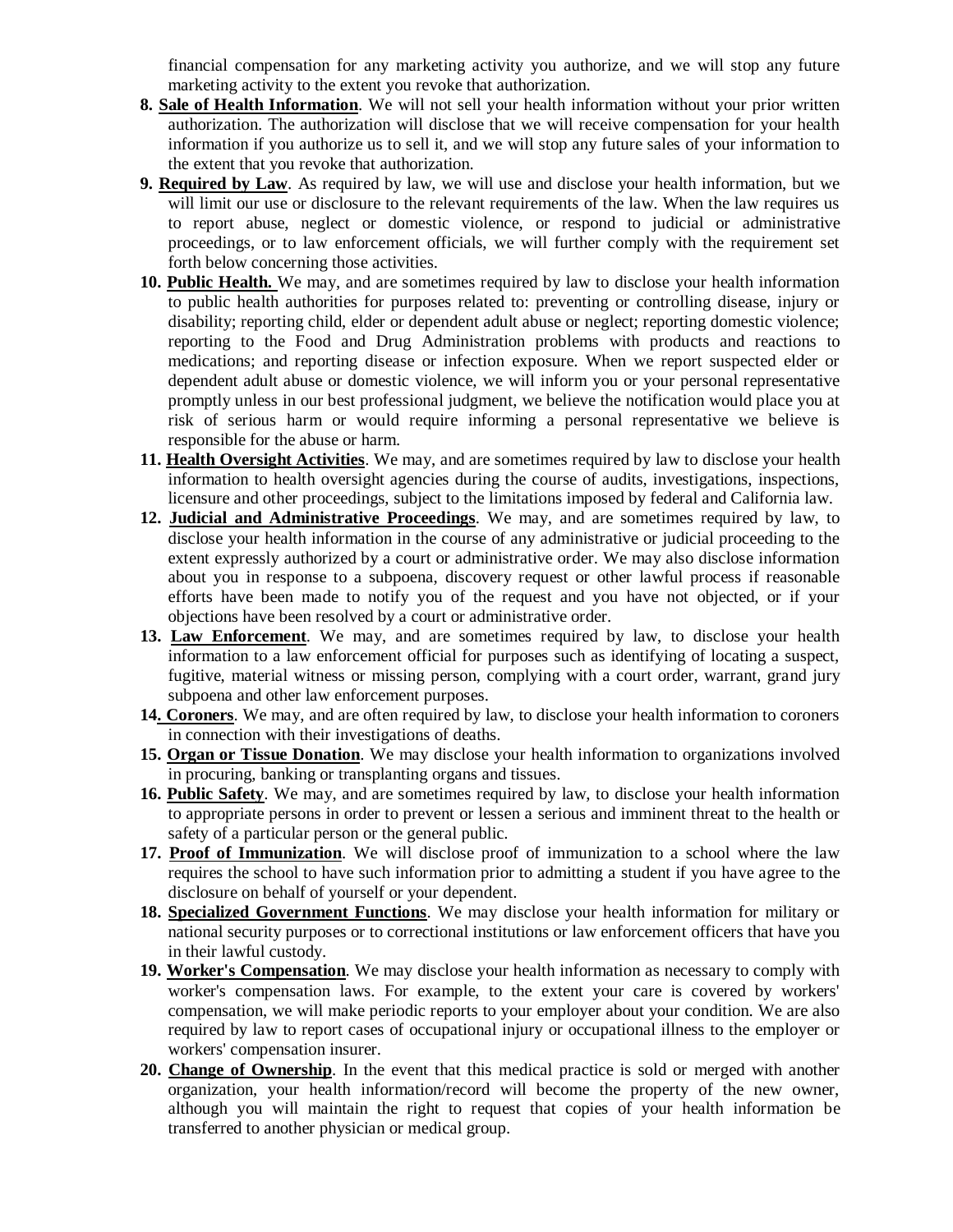financial compensation for any marketing activity you authorize, and we will stop any future marketing activity to the extent you revoke that authorization.

8. **Sale of Health Information**. We will not sell your health information without your prior written authorization. The authorization will disclose that we will receive compensation for your health information if you authorize us to sell it, and we will stop any future sales of your information to the extent that you revoke that authorization.
9. **Required by Law**. As required by law, we will use and disclose your health information, but we will limit our use or disclosure to the relevant requirements of the law. When the law requires us to report abuse, neglect or domestic violence, or respond to judicial or administrative proceedings, or to law enforcement officials, we will further comply with the requirement set forth below concerning those activities.
10. **Public Health.** We may, and are sometimes required by law to disclose your health information to public health authorities for purposes related to: preventing or controlling disease, injury or disability; reporting child, elder or dependent adult abuse or neglect; reporting domestic violence; reporting to the Food and Drug Administration problems with products and reactions to medications; and reporting disease or infection exposure. When we report suspected elder or dependent adult abuse or domestic violence, we will inform you or your personal representative promptly unless in our best professional judgment, we believe the notification would place you at risk of serious harm or would require informing a personal representative we believe is responsible for the abuse or harm.
11. **Health Oversight Activities**. We may, and are sometimes required by law to disclose your health information to health oversight agencies during the course of audits, investigations, inspections, licensure and other proceedings, subject to the limitations imposed by federal and California law.
12. **Judicial and Administrative Proceedings**. We may, and are sometimes required by law, to disclose your health information in the course of any administrative or judicial proceeding to the extent expressly authorized by a court or administrative order. We may also disclose information about you in response to a subpoena, discovery request or other lawful process if reasonable efforts have been made to notify you of the request and you have not objected, or if your objections have been resolved by a court or administrative order.
13. **Law Enforcement**. We may, and are sometimes required by law, to disclose your health information to a law enforcement official for purposes such as identifying of locating a suspect, fugitive, material witness or missing person, complying with a court order, warrant, grand jury subpoena and other law enforcement purposes.
14. **Coroners**. We may, and are often required by law, to disclose your health information to coroners in connection with their investigations of deaths.
15. **Organ or Tissue Donation**. We may disclose your health information to organizations involved in procuring, banking or transplanting organs and tissues.
16. **Public Safety**. We may, and are sometimes required by law, to disclose your health information to appropriate persons in order to prevent or lessen a serious and imminent threat to the health or safety of a particular person or the general public.
17. **Proof of Immunization**. We will disclose proof of immunization to a school where the law requires the school to have such information prior to admitting a student if you have agree to the disclosure on behalf of yourself or your dependent.
18. **Specialized Government Functions**. We may disclose your health information for military or national security purposes or to correctional institutions or law enforcement officers that have you in their lawful custody.
19. **Worker's Compensation**. We may disclose your health information as necessary to comply with worker's compensation laws. For example, to the extent your care is covered by workers' compensation, we will make periodic reports to your employer about your condition. We are also required by law to report cases of occupational injury or occupational illness to the employer or workers' compensation insurer.
20. **Change of Ownership**. In the event that this medical practice is sold or merged with another organization, your health information/record will become the property of the new owner, although you will maintain the right to request that copies of your health information be transferred to another physician or medical group.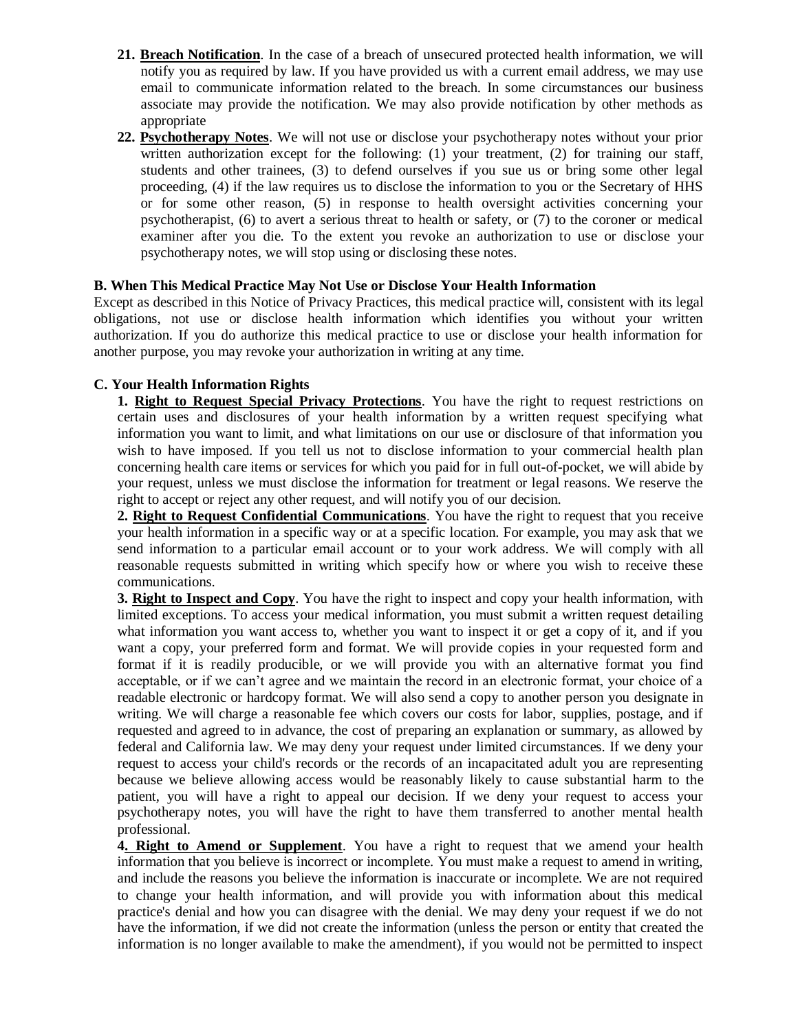21. **Breach Notification**. In the case of a breach of unsecured protected health information, we will notify you as required by law. If you have provided us with a current email address, we may use email to communicate information related to the breach. In some circumstances our business associate may provide the notification. We may also provide notification by other methods as appropriate
22. **Psychotherapy Notes**. We will not use or disclose your psychotherapy notes without your prior written authorization except for the following: (1) your treatment, (2) for training our staff, students and other trainees, (3) to defend ourselves if you sue us or bring some other legal proceeding, (4) if the law requires us to disclose the information to you or the Secretary of HHS or for some other reason, (5) in response to health oversight activities concerning your psychotherapist, (6) to avert a serious threat to health or safety, or (7) to the coroner or medical examiner after you die. To the extent you revoke an authorization to use or disclose your psychotherapy notes, we will stop using or disclosing these notes.

**B. When This Medical Practice May Not Use or Disclose Your Health Information**

Except as described in this Notice of Privacy Practices, this medical practice will, consistent with its legal obligations, not use or disclose health information which identifies you without your written authorization. If you do authorize this medical practice to use or disclose your health information for another purpose, you may revoke your authorization in writing at any time.

**C. Your Health Information Rights**

**1. Right to Request Special Privacy Protections**. You have the right to request restrictions on certain uses and disclosures of your health information by a written request specifying what information you want to limit, and what limitations on our use or disclosure of that information you wish to have imposed. If you tell us not to disclose information to your commercial health plan concerning health care items or services for which you paid for in full out-of-pocket, we will abide by your request, unless we must disclose the information for treatment or legal reasons. We reserve the right to accept or reject any other request, and will notify you of our decision.

**2. Right to Request Confidential Communications**. You have the right to request that you receive your health information in a specific way or at a specific location. For example, you may ask that we send information to a particular email account or to your work address. We will comply with all reasonable requests submitted in writing which specify how or where you wish to receive these communications.

**3. Right to Inspect and Copy**. You have the right to inspect and copy your health information, with limited exceptions. To access your medical information, you must submit a written request detailing what information you want access to, whether you want to inspect it or get a copy of it, and if you want a copy, your preferred form and format. We will provide copies in your requested form and format if it is readily producible, or we will provide you with an alternative format you find acceptable, or if we can't agree and we maintain the record in an electronic format, your choice of a readable electronic or hardcopy format. We will also send a copy to another person you designate in writing. We will charge a reasonable fee which covers our costs for labor, supplies, postage, and if requested and agreed to in advance, the cost of preparing an explanation or summary, as allowed by federal and California law. We may deny your request under limited circumstances. If we deny your request to access your child's records or the records of an incapacitated adult you are representing because we believe allowing access would be reasonably likely to cause substantial harm to the patient, you will have a right to appeal our decision. If we deny your request to access your psychotherapy notes, you will have the right to have them transferred to another mental health professional.

**4. Right to Amend or Supplement**. You have a right to request that we amend your health information that you believe is incorrect or incomplete. You must make a request to amend in writing, and include the reasons you believe the information is inaccurate or incomplete. We are not required to change your health information, and will provide you with information about this medical practice's denial and how you can disagree with the denial. We may deny your request if we do not have the information, if we did not create the information (unless the person or entity that created the information is no longer available to make the amendment), if you would not be permitted to inspect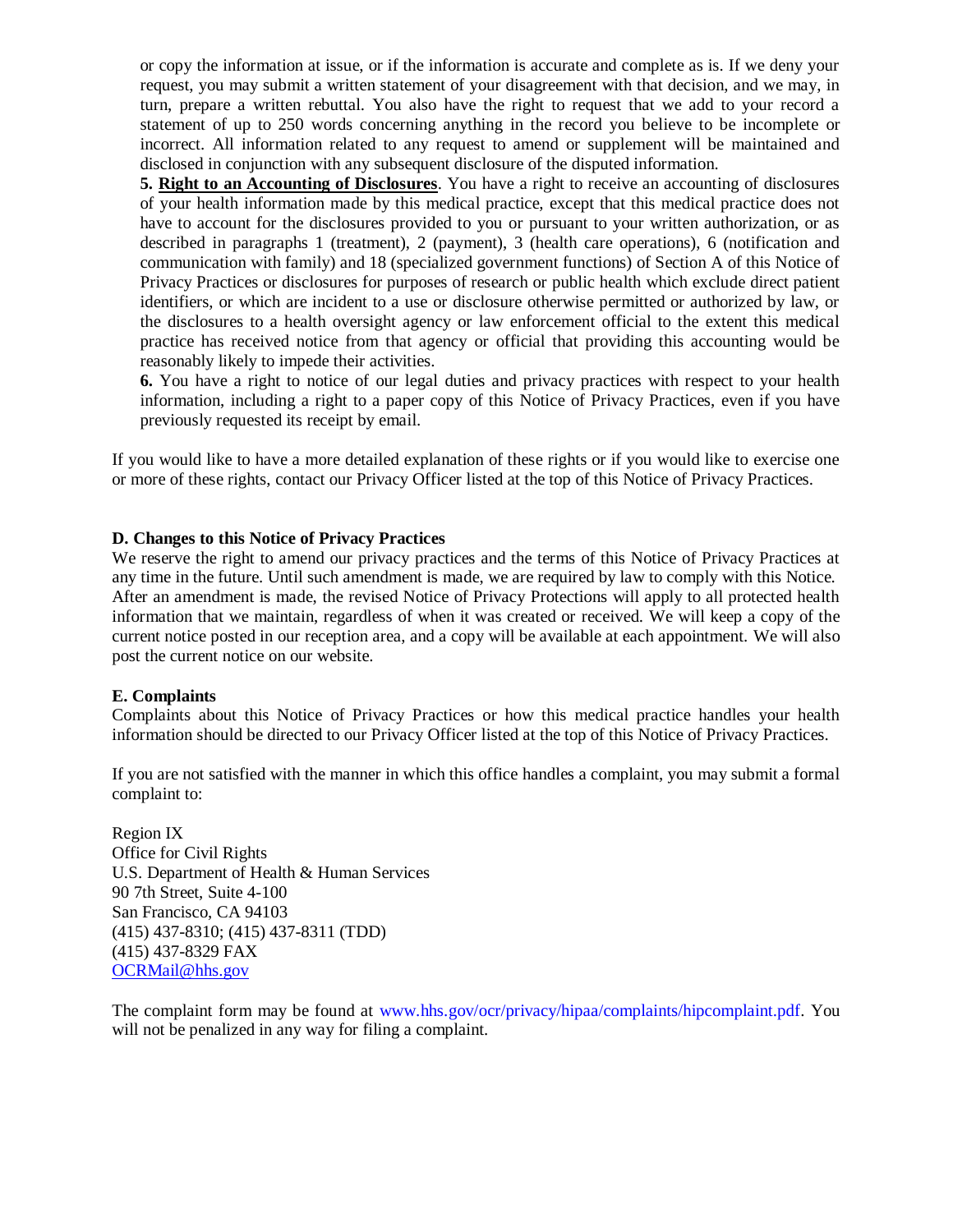or copy the information at issue, or if the information is accurate and complete as is. If we deny your request, you may submit a written statement of your disagreement with that decision, and we may, in turn, prepare a written rebuttal. You also have the right to request that we add to your record a statement of up to 250 words concerning anything in the record you believe to be incomplete or incorrect. All information related to any request to amend or supplement will be maintained and disclosed in conjunction with any subsequent disclosure of the disputed information.

**5. Right to an Accounting of Disclosures**. You have a right to receive an accounting of disclosures of your health information made by this medical practice, except that this medical practice does not have to account for the disclosures provided to you or pursuant to your written authorization, or as described in paragraphs 1 (treatment), 2 (payment), 3 (health care operations), 6 (notification and communication with family) and 18 (specialized government functions) of Section A of this Notice of Privacy Practices or disclosures for purposes of research or public health which exclude direct patient identifiers, or which are incident to a use or disclosure otherwise permitted or authorized by law, or the disclosures to a health oversight agency or law enforcement official to the extent this medical practice has received notice from that agency or official that providing this accounting would be reasonably likely to impede their activities.

**6.** You have a right to notice of our legal duties and privacy practices with respect to your health information, including a right to a paper copy of this Notice of Privacy Practices, even if you have previously requested its receipt by email.

If you would like to have a more detailed explanation of these rights or if you would like to exercise one or more of these rights, contact our Privacy Officer listed at the top of this Notice of Privacy Practices.

**D. Changes to this Notice of Privacy Practices**

We reserve the right to amend our privacy practices and the terms of this Notice of Privacy Practices at any time in the future. Until such amendment is made, we are required by law to comply with this Notice. After an amendment is made, the revised Notice of Privacy Protections will apply to all protected health information that we maintain, regardless of when it was created or received. We will keep a copy of the current notice posted in our reception area, and a copy will be available at each appointment. We will also post the current notice on our website.

**E. Complaints**

Complaints about this Notice of Privacy Practices or how this medical practice handles your health information should be directed to our Privacy Officer listed at the top of this Notice of Privacy Practices.

If you are not satisfied with the manner in which this office handles a complaint, you may submit a formal complaint to:

Region IX
Office for Civil Rights
U.S. Department of Health & Human Services
90 7th Street, Suite 4-100
San Francisco, CA 94103
(415) 437-8310; (415) 437-8311 (TDD)
(415) 437-8329 FAX
OCRMail@hhs.gov

The complaint form may be found at www.hhs.gov/ocr/privacy/hipaa/complaints/hipcomplaint.pdf. You will not be penalized in any way for filing a complaint.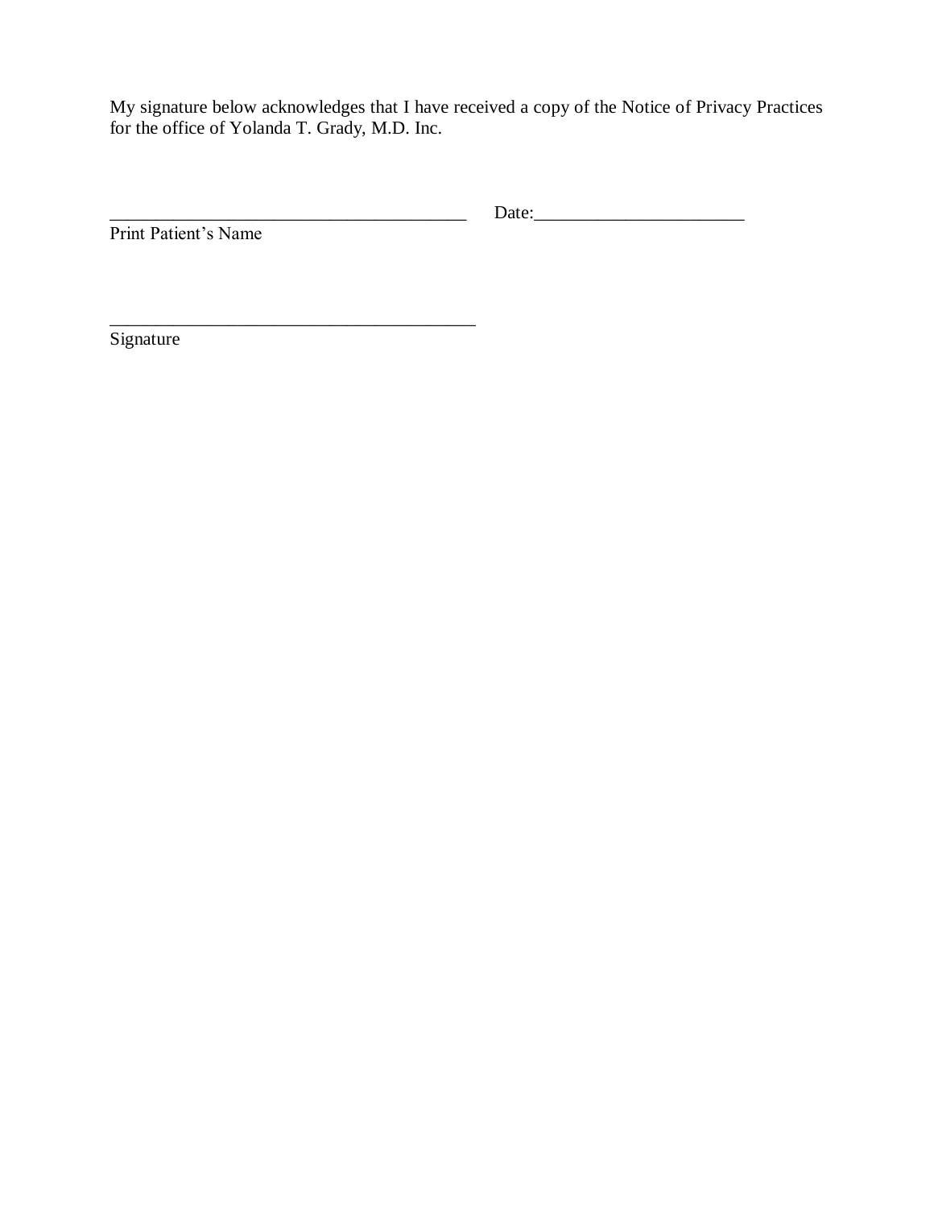My signature below acknowledges that I have received a copy of the Notice of Privacy Practices for the office of Yolanda T. Grady, M.D. Inc.

________________________________________ Date:______________________

Print Patient's Name

________________________________________

Signature